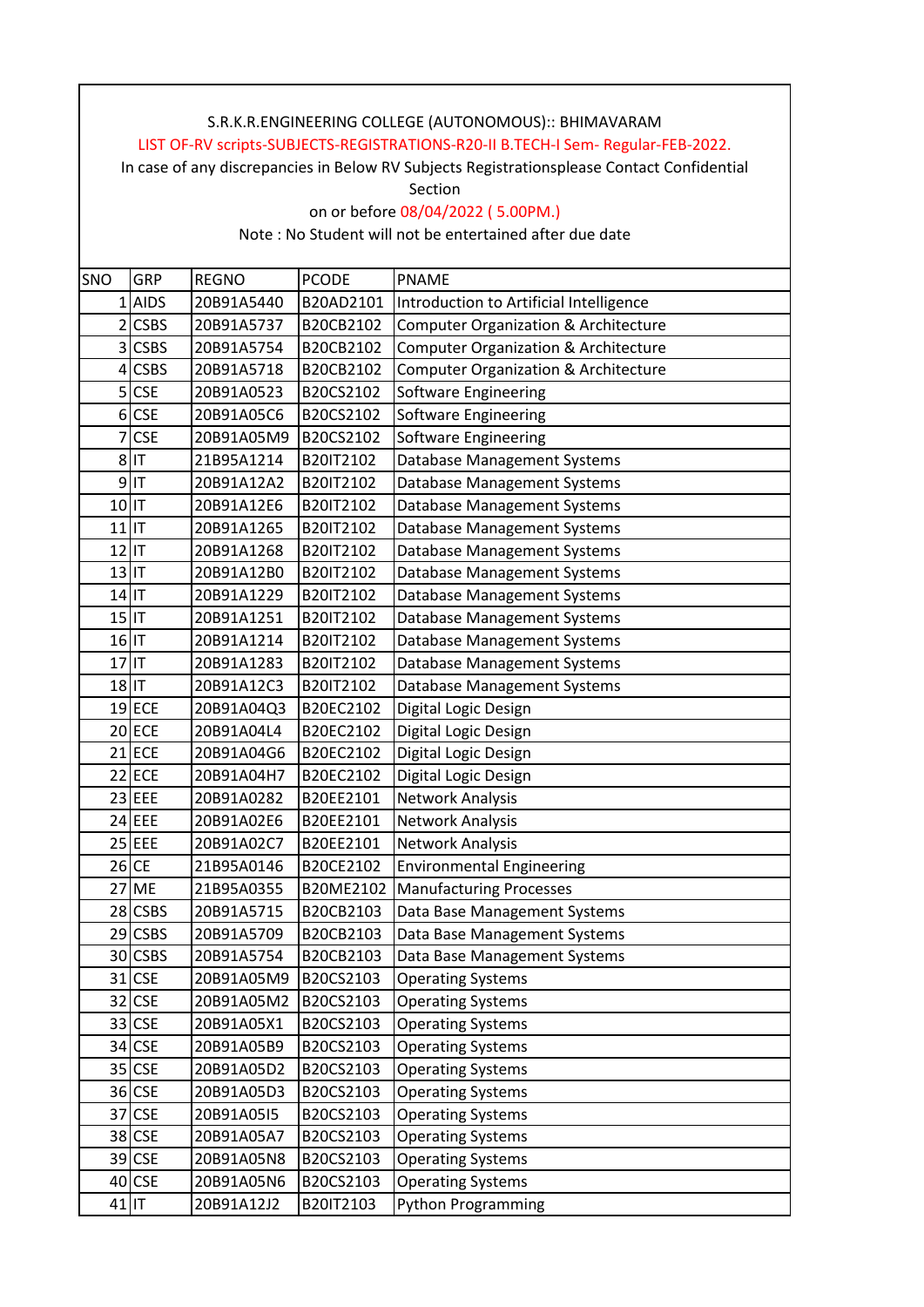S.R.K.R.ENGINEERING COLLEGE (AUTONOMOUS):: BHIMAVARAM

LIST OF-RV scripts-SUBJECTS-REGISTRATIONS-R20-II B.TECH-I Sem- Regular-FEB-2022.

In case of any discrepancies in Below RV Subjects Registrationsplease Contact Confidential Section

on or before 08/04/2022 ( 5.00PM.)

Note : No Student will not be entertained after due date

| SNO | GRP | REGNO | PCODE | PNAME |
|---|---|---|---|---|
| 1 | AIDS | 20B91A5440 | B20AD2101 | Introduction to Artificial Intelligence |
| 2 | CSBS | 20B91A5737 | B20CB2102 | Computer Organization & Architecture |
| 3 | CSBS | 20B91A5754 | B20CB2102 | Computer Organization & Architecture |
| 4 | CSBS | 20B91A5718 | B20CB2102 | Computer Organization & Architecture |
| 5 | CSE | 20B91A0523 | B20CS2102 | Software Engineering |
| 6 | CSE | 20B91A05C6 | B20CS2102 | Software Engineering |
| 7 | CSE | 20B91A05M9 | B20CS2102 | Software Engineering |
| 8 | IT | 21B95A1214 | B20IT2102 | Database Management Systems |
| 9 | IT | 20B91A12A2 | B20IT2102 | Database Management Systems |
| 10 | IT | 20B91A12E6 | B20IT2102 | Database Management Systems |
| 11 | IT | 20B91A1265 | B20IT2102 | Database Management Systems |
| 12 | IT | 20B91A1268 | B20IT2102 | Database Management Systems |
| 13 | IT | 20B91A12B0 | B20IT2102 | Database Management Systems |
| 14 | IT | 20B91A1229 | B20IT2102 | Database Management Systems |
| 15 | IT | 20B91A1251 | B20IT2102 | Database Management Systems |
| 16 | IT | 20B91A1214 | B20IT2102 | Database Management Systems |
| 17 | IT | 20B91A1283 | B20IT2102 | Database Management Systems |
| 18 | IT | 20B91A12C3 | B20IT2102 | Database Management Systems |
| 19 | ECE | 20B91A04Q3 | B20EC2102 | Digital Logic Design |
| 20 | ECE | 20B91A04L4 | B20EC2102 | Digital Logic Design |
| 21 | ECE | 20B91A04G6 | B20EC2102 | Digital Logic Design |
| 22 | ECE | 20B91A04H7 | B20EC2102 | Digital Logic Design |
| 23 | EEE | 20B91A0282 | B20EE2101 | Network Analysis |
| 24 | EEE | 20B91A02E6 | B20EE2101 | Network Analysis |
| 25 | EEE | 20B91A02C7 | B20EE2101 | Network Analysis |
| 26 | CE | 21B95A0146 | B20CE2102 | Environmental Engineering |
| 27 | ME | 21B95A0355 | B20ME2102 | Manufacturing Processes |
| 28 | CSBS | 20B91A5715 | B20CB2103 | Data Base Management Systems |
| 29 | CSBS | 20B91A5709 | B20CB2103 | Data Base Management Systems |
| 30 | CSBS | 20B91A5754 | B20CB2103 | Data Base Management Systems |
| 31 | CSE | 20B91A05M9 | B20CS2103 | Operating Systems |
| 32 | CSE | 20B91A05M2 | B20CS2103 | Operating Systems |
| 33 | CSE | 20B91A05X1 | B20CS2103 | Operating Systems |
| 34 | CSE | 20B91A05B9 | B20CS2103 | Operating Systems |
| 35 | CSE | 20B91A05D2 | B20CS2103 | Operating Systems |
| 36 | CSE | 20B91A05D3 | B20CS2103 | Operating Systems |
| 37 | CSE | 20B91A05I5 | B20CS2103 | Operating Systems |
| 38 | CSE | 20B91A05A7 | B20CS2103 | Operating Systems |
| 39 | CSE | 20B91A05N8 | B20CS2103 | Operating Systems |
| 40 | CSE | 20B91A05N6 | B20CS2103 | Operating Systems |
| 41 | IT | 20B91A12J2 | B20IT2103 | Python Programming |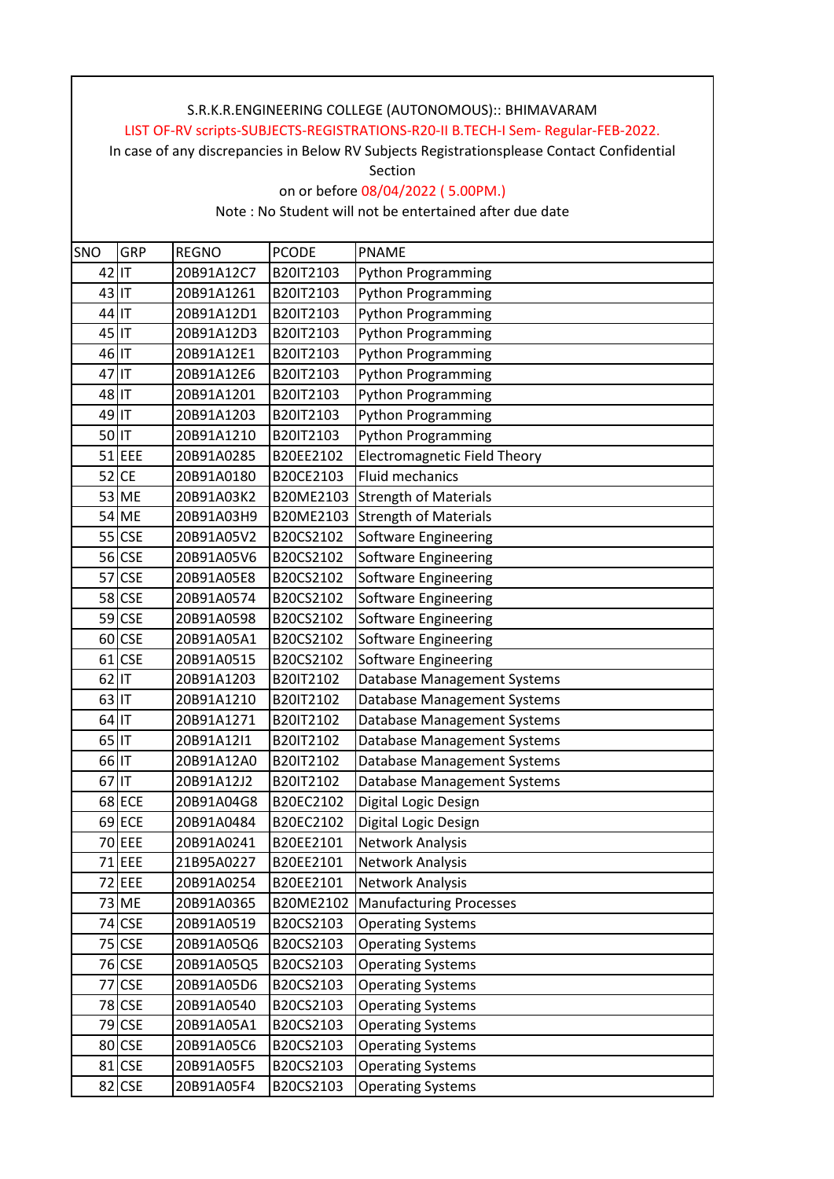S.R.K.R.ENGINEERING COLLEGE (AUTONOMOUS):: BHIMAVARAM

LIST OF-RV scripts-SUBJECTS-REGISTRATIONS-R20-II B.TECH-I Sem- Regular-FEB-2022.

In case of any discrepancies in Below RV Subjects Registrationsplease Contact Confidential Section

on or before 08/04/2022 ( 5.00PM.)

Note : No Student will not be entertained after due date

| SNO | GRP | REGNO | PCODE | PNAME |
|---|---|---|---|---|
| 42 | IT | 20B91A12C7 | B20IT2103 | Python Programming |
| 43 | IT | 20B91A1261 | B20IT2103 | Python Programming |
| 44 | IT | 20B91A12D1 | B20IT2103 | Python Programming |
| 45 | IT | 20B91A12D3 | B20IT2103 | Python Programming |
| 46 | IT | 20B91A12E1 | B20IT2103 | Python Programming |
| 47 | IT | 20B91A12E6 | B20IT2103 | Python Programming |
| 48 | IT | 20B91A1201 | B20IT2103 | Python Programming |
| 49 | IT | 20B91A1203 | B20IT2103 | Python Programming |
| 50 | IT | 20B91A1210 | B20IT2103 | Python Programming |
| 51 | EEE | 20B91A0285 | B20EE2102 | Electromagnetic Field Theory |
| 52 | CE | 20B91A0180 | B20CE2103 | Fluid mechanics |
| 53 | ME | 20B91A03K2 | B20ME2103 | Strength of Materials |
| 54 | ME | 20B91A03H9 | B20ME2103 | Strength of Materials |
| 55 | CSE | 20B91A05V2 | B20CS2102 | Software Engineering |
| 56 | CSE | 20B91A05V6 | B20CS2102 | Software Engineering |
| 57 | CSE | 20B91A05E8 | B20CS2102 | Software Engineering |
| 58 | CSE | 20B91A0574 | B20CS2102 | Software Engineering |
| 59 | CSE | 20B91A0598 | B20CS2102 | Software Engineering |
| 60 | CSE | 20B91A05A1 | B20CS2102 | Software Engineering |
| 61 | CSE | 20B91A0515 | B20CS2102 | Software Engineering |
| 62 | IT | 20B91A1203 | B20IT2102 | Database Management Systems |
| 63 | IT | 20B91A1210 | B20IT2102 | Database Management Systems |
| 64 | IT | 20B91A1271 | B20IT2102 | Database Management Systems |
| 65 | IT | 20B91A12I1 | B20IT2102 | Database Management Systems |
| 66 | IT | 20B91A12A0 | B20IT2102 | Database Management Systems |
| 67 | IT | 20B91A12J2 | B20IT2102 | Database Management Systems |
| 68 | ECE | 20B91A04G8 | B20EC2102 | Digital Logic Design |
| 69 | ECE | 20B91A0484 | B20EC2102 | Digital Logic Design |
| 70 | EEE | 20B91A0241 | B20EE2101 | Network Analysis |
| 71 | EEE | 21B95A0227 | B20EE2101 | Network Analysis |
| 72 | EEE | 20B91A0254 | B20EE2101 | Network Analysis |
| 73 | ME | 20B91A0365 | B20ME2102 | Manufacturing Processes |
| 74 | CSE | 20B91A0519 | B20CS2103 | Operating Systems |
| 75 | CSE | 20B91A05Q6 | B20CS2103 | Operating Systems |
| 76 | CSE | 20B91A05Q5 | B20CS2103 | Operating Systems |
| 77 | CSE | 20B91A05D6 | B20CS2103 | Operating Systems |
| 78 | CSE | 20B91A0540 | B20CS2103 | Operating Systems |
| 79 | CSE | 20B91A05A1 | B20CS2103 | Operating Systems |
| 80 | CSE | 20B91A05C6 | B20CS2103 | Operating Systems |
| 81 | CSE | 20B91A05F5 | B20CS2103 | Operating Systems |
| 82 | CSE | 20B91A05F4 | B20CS2103 | Operating Systems |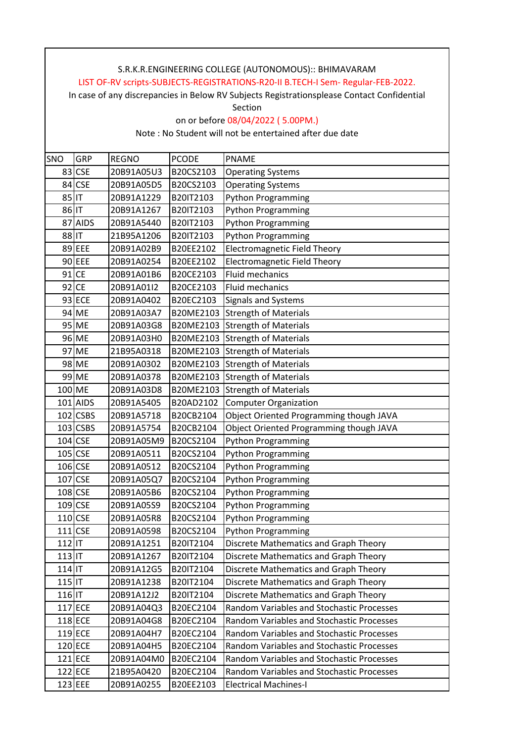S.R.K.R.ENGINEERING COLLEGE (AUTONOMOUS):: BHIMAVARAM

LIST OF-RV scripts-SUBJECTS-REGISTRATIONS-R20-II B.TECH-I Sem- Regular-FEB-2022.

In case of any discrepancies in Below RV Subjects Registrationsplease Contact Confidential Section

on or before 08/04/2022 ( 5.00PM.)

Note : No Student will not be entertained after due date

| SNO | GRP | REGNO | PCODE | PNAME |
|---|---|---|---|---|
| 83 | CSE | 20B91A05U3 | B20CS2103 | Operating Systems |
| 84 | CSE | 20B91A05D5 | B20CS2103 | Operating Systems |
| 85 | IT | 20B91A1229 | B20IT2103 | Python Programming |
| 86 | IT | 20B91A1267 | B20IT2103 | Python Programming |
| 87 | AIDS | 20B91A5440 | B20IT2103 | Python Programming |
| 88 | IT | 21B95A1206 | B20IT2103 | Python Programming |
| 89 | EEE | 20B91A02B9 | B20EE2102 | Electromagnetic Field Theory |
| 90 | EEE | 20B91A0254 | B20EE2102 | Electromagnetic Field Theory |
| 91 | CE | 20B91A01B6 | B20CE2103 | Fluid mechanics |
| 92 | CE | 20B91A01I2 | B20CE2103 | Fluid mechanics |
| 93 | ECE | 20B91A0402 | B20EC2103 | Signals and Systems |
| 94 | ME | 20B91A03A7 | B20ME2103 | Strength of Materials |
| 95 | ME | 20B91A03G8 | B20ME2103 | Strength of Materials |
| 96 | ME | 20B91A03H0 | B20ME2103 | Strength of Materials |
| 97 | ME | 21B95A0318 | B20ME2103 | Strength of Materials |
| 98 | ME | 20B91A0302 | B20ME2103 | Strength of Materials |
| 99 | ME | 20B91A0378 | B20ME2103 | Strength of Materials |
| 100 | ME | 20B91A03D8 | B20ME2103 | Strength of Materials |
| 101 | AIDS | 20B91A5405 | B20AD2102 | Computer Organization |
| 102 | CSBS | 20B91A5718 | B20CB2104 | Object Oriented Programming though JAVA |
| 103 | CSBS | 20B91A5754 | B20CB2104 | Object Oriented Programming though JAVA |
| 104 | CSE | 20B91A05M9 | B20CS2104 | Python Programming |
| 105 | CSE | 20B91A0511 | B20CS2104 | Python Programming |
| 106 | CSE | 20B91A0512 | B20CS2104 | Python Programming |
| 107 | CSE | 20B91A05Q7 | B20CS2104 | Python Programming |
| 108 | CSE | 20B91A05B6 | B20CS2104 | Python Programming |
| 109 | CSE | 20B91A05S9 | B20CS2104 | Python Programming |
| 110 | CSE | 20B91A05R8 | B20CS2104 | Python Programming |
| 111 | CSE | 20B91A0598 | B20CS2104 | Python Programming |
| 112 | IT | 20B91A1251 | B20IT2104 | Discrete Mathematics and Graph Theory |
| 113 | IT | 20B91A1267 | B20IT2104 | Discrete Mathematics and Graph Theory |
| 114 | IT | 20B91A12G5 | B20IT2104 | Discrete Mathematics and Graph Theory |
| 115 | IT | 20B91A1238 | B20IT2104 | Discrete Mathematics and Graph Theory |
| 116 | IT | 20B91A12J2 | B20IT2104 | Discrete Mathematics and Graph Theory |
| 117 | ECE | 20B91A04Q3 | B20EC2104 | Random Variables and Stochastic Processes |
| 118 | ECE | 20B91A04G8 | B20EC2104 | Random Variables and Stochastic Processes |
| 119 | ECE | 20B91A04H7 | B20EC2104 | Random Variables and Stochastic Processes |
| 120 | ECE | 20B91A04H5 | B20EC2104 | Random Variables and Stochastic Processes |
| 121 | ECE | 20B91A04M0 | B20EC2104 | Random Variables and Stochastic Processes |
| 122 | ECE | 21B95A0420 | B20EC2104 | Random Variables and Stochastic Processes |
| 123 | EEE | 20B91A0255 | B20EE2103 | Electrical Machines-I |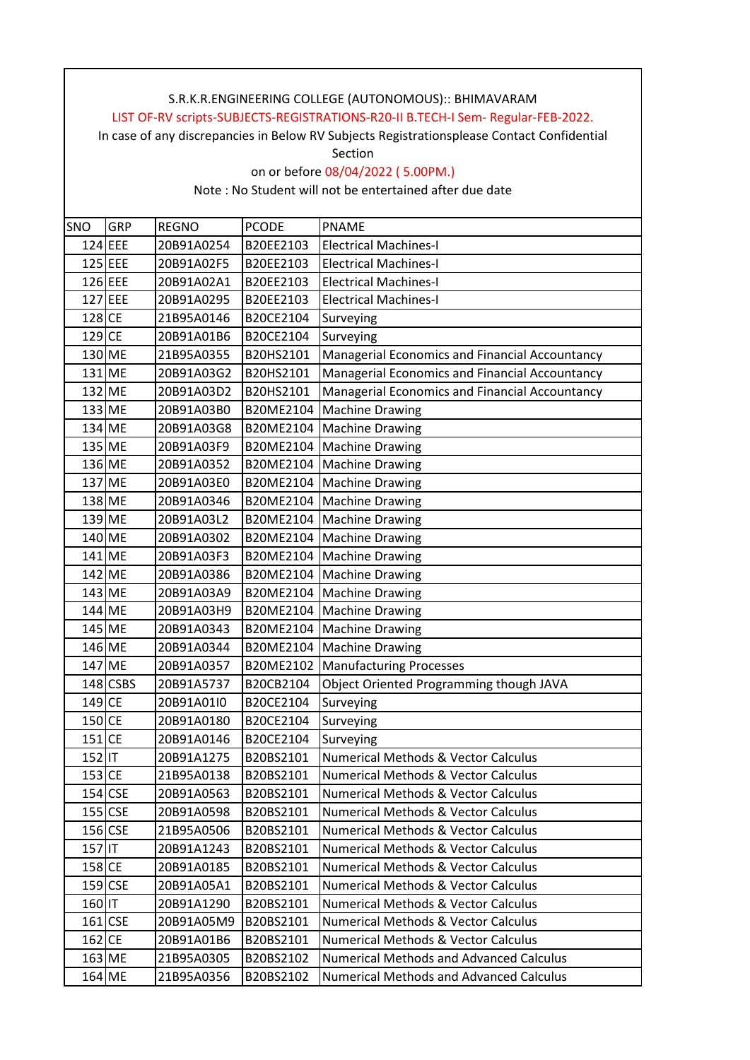S.R.K.R.ENGINEERING COLLEGE (AUTONOMOUS):: BHIMAVARAM

LIST OF-RV scripts-SUBJECTS-REGISTRATIONS-R20-II B.TECH-I Sem- Regular-FEB-2022.

In case of any discrepancies in Below RV Subjects Registrationsplease Contact Confidential Section

on or before 08/04/2022 ( 5.00PM.)

Note : No Student will not be entertained after due date

| SNO | GRP | REGNO | PCODE | PNAME |
|---|---|---|---|---|
| 124 | EEE | 20B91A0254 | B20EE2103 | Electrical Machines-I |
| 125 | EEE | 20B91A02F5 | B20EE2103 | Electrical Machines-I |
| 126 | EEE | 20B91A02A1 | B20EE2103 | Electrical Machines-I |
| 127 | EEE | 20B91A0295 | B20EE2103 | Electrical Machines-I |
| 128 | CE | 21B95A0146 | B20CE2104 | Surveying |
| 129 | CE | 20B91A01B6 | B20CE2104 | Surveying |
| 130 | ME | 21B95A0355 | B20HS2101 | Managerial Economics and Financial Accountancy |
| 131 | ME | 20B91A03G2 | B20HS2101 | Managerial Economics and Financial Accountancy |
| 132 | ME | 20B91A03D2 | B20HS2101 | Managerial Economics and Financial Accountancy |
| 133 | ME | 20B91A03B0 | B20ME2104 | Machine Drawing |
| 134 | ME | 20B91A03G8 | B20ME2104 | Machine Drawing |
| 135 | ME | 20B91A03F9 | B20ME2104 | Machine Drawing |
| 136 | ME | 20B91A0352 | B20ME2104 | Machine Drawing |
| 137 | ME | 20B91A03E0 | B20ME2104 | Machine Drawing |
| 138 | ME | 20B91A0346 | B20ME2104 | Machine Drawing |
| 139 | ME | 20B91A03L2 | B20ME2104 | Machine Drawing |
| 140 | ME | 20B91A0302 | B20ME2104 | Machine Drawing |
| 141 | ME | 20B91A03F3 | B20ME2104 | Machine Drawing |
| 142 | ME | 20B91A0386 | B20ME2104 | Machine Drawing |
| 143 | ME | 20B91A03A9 | B20ME2104 | Machine Drawing |
| 144 | ME | 20B91A03H9 | B20ME2104 | Machine Drawing |
| 145 | ME | 20B91A0343 | B20ME2104 | Machine Drawing |
| 146 | ME | 20B91A0344 | B20ME2104 | Machine Drawing |
| 147 | ME | 20B91A0357 | B20ME2102 | Manufacturing Processes |
| 148 | CSBS | 20B91A5737 | B20CB2104 | Object Oriented Programming though JAVA |
| 149 | CE | 20B91A01I0 | B20CE2104 | Surveying |
| 150 | CE | 20B91A0180 | B20CE2104 | Surveying |
| 151 | CE | 20B91A0146 | B20CE2104 | Surveying |
| 152 | IT | 20B91A1275 | B20BS2101 | Numerical Methods & Vector Calculus |
| 153 | CE | 21B95A0138 | B20BS2101 | Numerical Methods & Vector Calculus |
| 154 | CSE | 20B91A0563 | B20BS2101 | Numerical Methods & Vector Calculus |
| 155 | CSE | 20B91A0598 | B20BS2101 | Numerical Methods & Vector Calculus |
| 156 | CSE | 21B95A0506 | B20BS2101 | Numerical Methods & Vector Calculus |
| 157 | IT | 20B91A1243 | B20BS2101 | Numerical Methods & Vector Calculus |
| 158 | CE | 20B91A0185 | B20BS2101 | Numerical Methods & Vector Calculus |
| 159 | CSE | 20B91A05A1 | B20BS2101 | Numerical Methods & Vector Calculus |
| 160 | IT | 20B91A1290 | B20BS2101 | Numerical Methods & Vector Calculus |
| 161 | CSE | 20B91A05M9 | B20BS2101 | Numerical Methods & Vector Calculus |
| 162 | CE | 20B91A01B6 | B20BS2101 | Numerical Methods & Vector Calculus |
| 163 | ME | 21B95A0305 | B20BS2102 | Numerical Methods and Advanced Calculus |
| 164 | ME | 21B95A0356 | B20BS2102 | Numerical Methods and Advanced Calculus |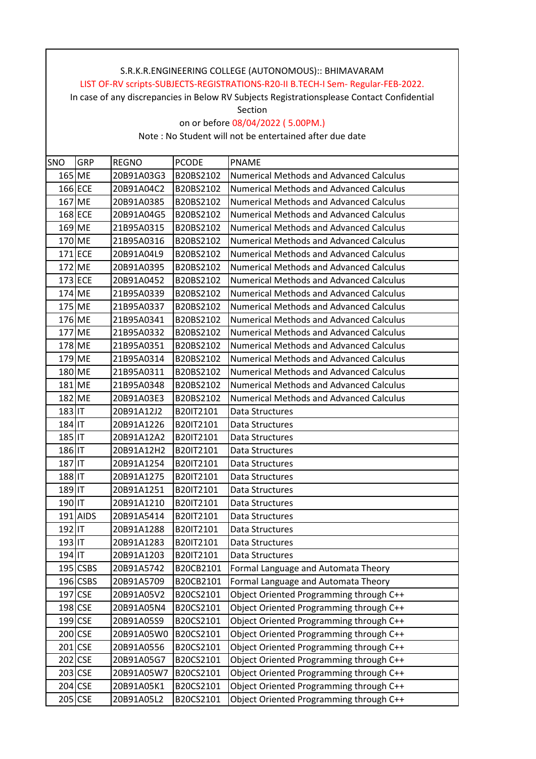S.R.K.R.ENGINEERING COLLEGE (AUTONOMOUS):: BHIMAVARAM

LIST OF-RV scripts-SUBJECTS-REGISTRATIONS-R20-II B.TECH-I Sem- Regular-FEB-2022.

In case of any discrepancies in Below RV Subjects Registrationsplease Contact Confidential Section

on or before 08/04/2022 ( 5.00PM.)

Note : No Student will not be entertained after due date

| SNO | GRP | REGNO | PCODE | PNAME |
|---|---|---|---|---|
| 165 | ME | 20B91A03G3 | B20BS2102 | Numerical Methods and Advanced Calculus |
| 166 | ECE | 20B91A04C2 | B20BS2102 | Numerical Methods and Advanced Calculus |
| 167 | ME | 20B91A0385 | B20BS2102 | Numerical Methods and Advanced Calculus |
| 168 | ECE | 20B91A04G5 | B20BS2102 | Numerical Methods and Advanced Calculus |
| 169 | ME | 21B95A0315 | B20BS2102 | Numerical Methods and Advanced Calculus |
| 170 | ME | 21B95A0316 | B20BS2102 | Numerical Methods and Advanced Calculus |
| 171 | ECE | 20B91A04L9 | B20BS2102 | Numerical Methods and Advanced Calculus |
| 172 | ME | 20B91A0395 | B20BS2102 | Numerical Methods and Advanced Calculus |
| 173 | ECE | 20B91A0452 | B20BS2102 | Numerical Methods and Advanced Calculus |
| 174 | ME | 21B95A0339 | B20BS2102 | Numerical Methods and Advanced Calculus |
| 175 | ME | 21B95A0337 | B20BS2102 | Numerical Methods and Advanced Calculus |
| 176 | ME | 21B95A0341 | B20BS2102 | Numerical Methods and Advanced Calculus |
| 177 | ME | 21B95A0332 | B20BS2102 | Numerical Methods and Advanced Calculus |
| 178 | ME | 21B95A0351 | B20BS2102 | Numerical Methods and Advanced Calculus |
| 179 | ME | 21B95A0314 | B20BS2102 | Numerical Methods and Advanced Calculus |
| 180 | ME | 21B95A0311 | B20BS2102 | Numerical Methods and Advanced Calculus |
| 181 | ME | 21B95A0348 | B20BS2102 | Numerical Methods and Advanced Calculus |
| 182 | ME | 20B91A03E3 | B20BS2102 | Numerical Methods and Advanced Calculus |
| 183 | IT | 20B91A12J2 | B20IT2101 | Data Structures |
| 184 | IT | 20B91A1226 | B20IT2101 | Data Structures |
| 185 | IT | 20B91A12A2 | B20IT2101 | Data Structures |
| 186 | IT | 20B91A12H2 | B20IT2101 | Data Structures |
| 187 | IT | 20B91A1254 | B20IT2101 | Data Structures |
| 188 | IT | 20B91A1275 | B20IT2101 | Data Structures |
| 189 | IT | 20B91A1251 | B20IT2101 | Data Structures |
| 190 | IT | 20B91A1210 | B20IT2101 | Data Structures |
| 191 | AIDS | 20B91A5414 | B20IT2101 | Data Structures |
| 192 | IT | 20B91A1288 | B20IT2101 | Data Structures |
| 193 | IT | 20B91A1283 | B20IT2101 | Data Structures |
| 194 | IT | 20B91A1203 | B20IT2101 | Data Structures |
| 195 | CSBS | 20B91A5742 | B20CB2101 | Formal Language and Automata Theory |
| 196 | CSBS | 20B91A5709 | B20CB2101 | Formal Language and Automata Theory |
| 197 | CSE | 20B91A05V2 | B20CS2101 | Object Oriented Programming through C++ |
| 198 | CSE | 20B91A05N4 | B20CS2101 | Object Oriented Programming through C++ |
| 199 | CSE | 20B91A05S9 | B20CS2101 | Object Oriented Programming through C++ |
| 200 | CSE | 20B91A05W0 | B20CS2101 | Object Oriented Programming through C++ |
| 201 | CSE | 20B91A0556 | B20CS2101 | Object Oriented Programming through C++ |
| 202 | CSE | 20B91A05G7 | B20CS2101 | Object Oriented Programming through C++ |
| 203 | CSE | 20B91A05W7 | B20CS2101 | Object Oriented Programming through C++ |
| 204 | CSE | 20B91A05K1 | B20CS2101 | Object Oriented Programming through C++ |
| 205 | CSE | 20B91A05L2 | B20CS2101 | Object Oriented Programming through C++ |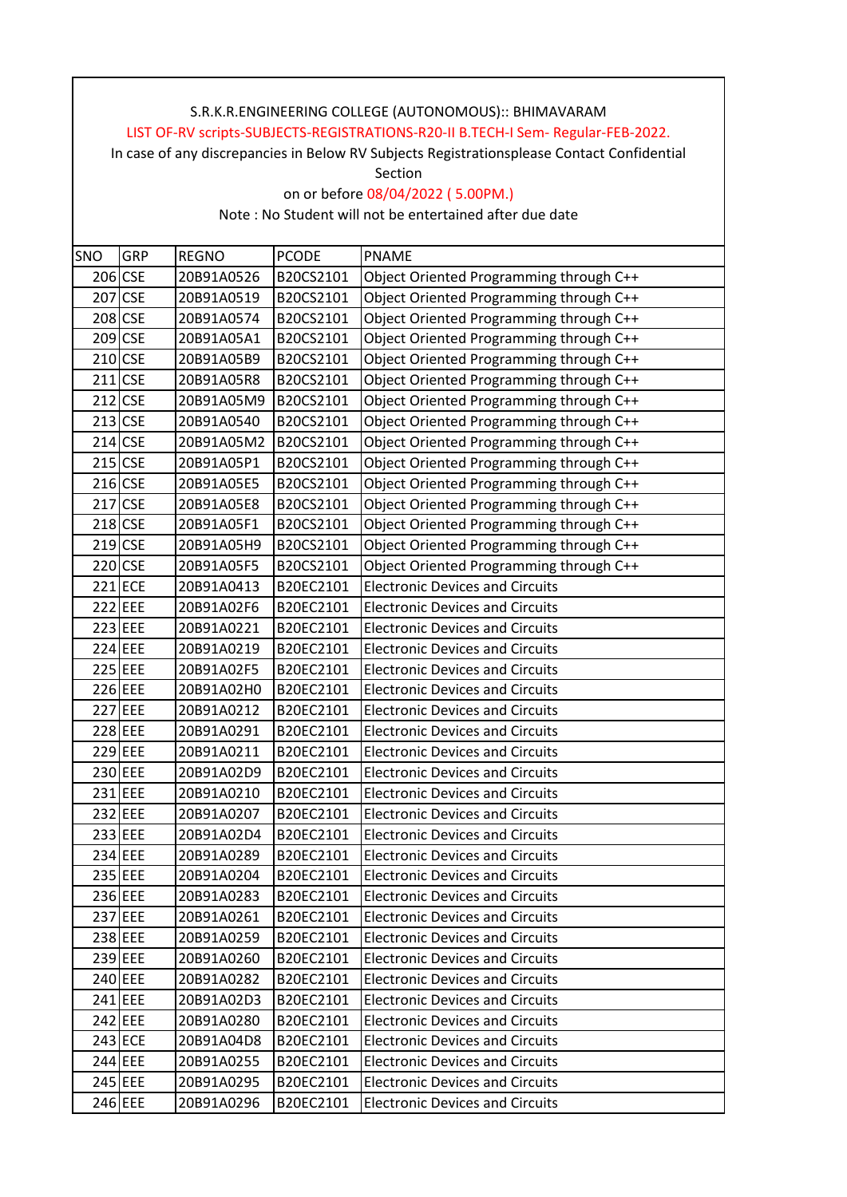S.R.K.R.ENGINEERING COLLEGE (AUTONOMOUS):: BHIMAVARAM

LIST OF-RV scripts-SUBJECTS-REGISTRATIONS-R20-II B.TECH-I Sem- Regular-FEB-2022.

In case of any discrepancies in Below RV Subjects Registrationsplease Contact Confidential Section

on or before 08/04/2022 ( 5.00PM.)

Note : No Student will not be entertained after due date

| SNO | GRP | REGNO | PCODE | PNAME |
|---|---|---|---|---|
| 206 | CSE | 20B91A0526 | B20CS2101 | Object Oriented Programming through C++ |
| 207 | CSE | 20B91A0519 | B20CS2101 | Object Oriented Programming through C++ |
| 208 | CSE | 20B91A0574 | B20CS2101 | Object Oriented Programming through C++ |
| 209 | CSE | 20B91A05A1 | B20CS2101 | Object Oriented Programming through C++ |
| 210 | CSE | 20B91A05B9 | B20CS2101 | Object Oriented Programming through C++ |
| 211 | CSE | 20B91A05R8 | B20CS2101 | Object Oriented Programming through C++ |
| 212 | CSE | 20B91A05M9 | B20CS2101 | Object Oriented Programming through C++ |
| 213 | CSE | 20B91A0540 | B20CS2101 | Object Oriented Programming through C++ |
| 214 | CSE | 20B91A05M2 | B20CS2101 | Object Oriented Programming through C++ |
| 215 | CSE | 20B91A05P1 | B20CS2101 | Object Oriented Programming through C++ |
| 216 | CSE | 20B91A05E5 | B20CS2101 | Object Oriented Programming through C++ |
| 217 | CSE | 20B91A05E8 | B20CS2101 | Object Oriented Programming through C++ |
| 218 | CSE | 20B91A05F1 | B20CS2101 | Object Oriented Programming through C++ |
| 219 | CSE | 20B91A05H9 | B20CS2101 | Object Oriented Programming through C++ |
| 220 | CSE | 20B91A05F5 | B20CS2101 | Object Oriented Programming through C++ |
| 221 | ECE | 20B91A0413 | B20EC2101 | Electronic Devices and Circuits |
| 222 | EEE | 20B91A02F6 | B20EC2101 | Electronic Devices and Circuits |
| 223 | EEE | 20B91A0221 | B20EC2101 | Electronic Devices and Circuits |
| 224 | EEE | 20B91A0219 | B20EC2101 | Electronic Devices and Circuits |
| 225 | EEE | 20B91A02F5 | B20EC2101 | Electronic Devices and Circuits |
| 226 | EEE | 20B91A02H0 | B20EC2101 | Electronic Devices and Circuits |
| 227 | EEE | 20B91A0212 | B20EC2101 | Electronic Devices and Circuits |
| 228 | EEE | 20B91A0291 | B20EC2101 | Electronic Devices and Circuits |
| 229 | EEE | 20B91A0211 | B20EC2101 | Electronic Devices and Circuits |
| 230 | EEE | 20B91A02D9 | B20EC2101 | Electronic Devices and Circuits |
| 231 | EEE | 20B91A0210 | B20EC2101 | Electronic Devices and Circuits |
| 232 | EEE | 20B91A0207 | B20EC2101 | Electronic Devices and Circuits |
| 233 | EEE | 20B91A02D4 | B20EC2101 | Electronic Devices and Circuits |
| 234 | EEE | 20B91A0289 | B20EC2101 | Electronic Devices and Circuits |
| 235 | EEE | 20B91A0204 | B20EC2101 | Electronic Devices and Circuits |
| 236 | EEE | 20B91A0283 | B20EC2101 | Electronic Devices and Circuits |
| 237 | EEE | 20B91A0261 | B20EC2101 | Electronic Devices and Circuits |
| 238 | EEE | 20B91A0259 | B20EC2101 | Electronic Devices and Circuits |
| 239 | EEE | 20B91A0260 | B20EC2101 | Electronic Devices and Circuits |
| 240 | EEE | 20B91A0282 | B20EC2101 | Electronic Devices and Circuits |
| 241 | EEE | 20B91A02D3 | B20EC2101 | Electronic Devices and Circuits |
| 242 | EEE | 20B91A0280 | B20EC2101 | Electronic Devices and Circuits |
| 243 | ECE | 20B91A04D8 | B20EC2101 | Electronic Devices and Circuits |
| 244 | EEE | 20B91A0255 | B20EC2101 | Electronic Devices and Circuits |
| 245 | EEE | 20B91A0295 | B20EC2101 | Electronic Devices and Circuits |
| 246 | EEE | 20B91A0296 | B20EC2101 | Electronic Devices and Circuits |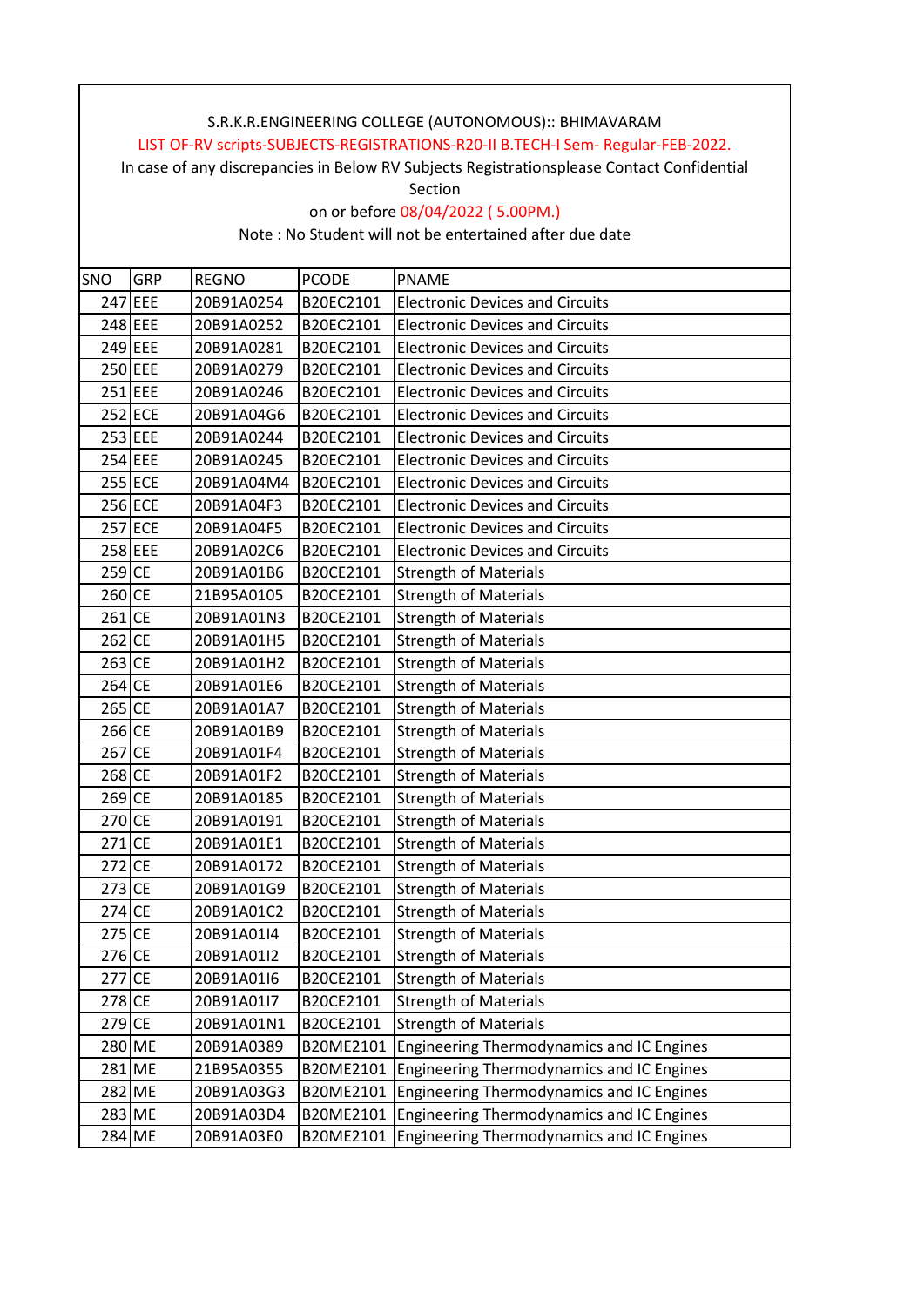S.R.K.R.ENGINEERING COLLEGE (AUTONOMOUS):: BHIMAVARAM

LIST OF-RV scripts-SUBJECTS-REGISTRATIONS-R20-II B.TECH-I Sem- Regular-FEB-2022.

In case of any discrepancies in Below RV Subjects Registrationsplease Contact Confidential Section

on or before 08/04/2022 ( 5.00PM.)

Note : No Student will not be entertained after due date

| SNO | GRP | REGNO | PCODE | PNAME |
|---|---|---|---|---|
| 247 | EEE | 20B91A0254 | B20EC2101 | Electronic Devices and Circuits |
| 248 | EEE | 20B91A0252 | B20EC2101 | Electronic Devices and Circuits |
| 249 | EEE | 20B91A0281 | B20EC2101 | Electronic Devices and Circuits |
| 250 | EEE | 20B91A0279 | B20EC2101 | Electronic Devices and Circuits |
| 251 | EEE | 20B91A0246 | B20EC2101 | Electronic Devices and Circuits |
| 252 | ECE | 20B91A04G6 | B20EC2101 | Electronic Devices and Circuits |
| 253 | EEE | 20B91A0244 | B20EC2101 | Electronic Devices and Circuits |
| 254 | EEE | 20B91A0245 | B20EC2101 | Electronic Devices and Circuits |
| 255 | ECE | 20B91A04M4 | B20EC2101 | Electronic Devices and Circuits |
| 256 | ECE | 20B91A04F3 | B20EC2101 | Electronic Devices and Circuits |
| 257 | ECE | 20B91A04F5 | B20EC2101 | Electronic Devices and Circuits |
| 258 | EEE | 20B91A02C6 | B20EC2101 | Electronic Devices and Circuits |
| 259 | CE | 20B91A01B6 | B20CE2101 | Strength of Materials |
| 260 | CE | 21B95A0105 | B20CE2101 | Strength of Materials |
| 261 | CE | 20B91A01N3 | B20CE2101 | Strength of Materials |
| 262 | CE | 20B91A01H5 | B20CE2101 | Strength of Materials |
| 263 | CE | 20B91A01H2 | B20CE2101 | Strength of Materials |
| 264 | CE | 20B91A01E6 | B20CE2101 | Strength of Materials |
| 265 | CE | 20B91A01A7 | B20CE2101 | Strength of Materials |
| 266 | CE | 20B91A01B9 | B20CE2101 | Strength of Materials |
| 267 | CE | 20B91A01F4 | B20CE2101 | Strength of Materials |
| 268 | CE | 20B91A01F2 | B20CE2101 | Strength of Materials |
| 269 | CE | 20B91A0185 | B20CE2101 | Strength of Materials |
| 270 | CE | 20B91A0191 | B20CE2101 | Strength of Materials |
| 271 | CE | 20B91A01E1 | B20CE2101 | Strength of Materials |
| 272 | CE | 20B91A0172 | B20CE2101 | Strength of Materials |
| 273 | CE | 20B91A01G9 | B20CE2101 | Strength of Materials |
| 274 | CE | 20B91A01C2 | B20CE2101 | Strength of Materials |
| 275 | CE | 20B91A01I4 | B20CE2101 | Strength of Materials |
| 276 | CE | 20B91A01I2 | B20CE2101 | Strength of Materials |
| 277 | CE | 20B91A01I6 | B20CE2101 | Strength of Materials |
| 278 | CE | 20B91A01I7 | B20CE2101 | Strength of Materials |
| 279 | CE | 20B91A01N1 | B20CE2101 | Strength of Materials |
| 280 | ME | 20B91A0389 | B20ME2101 | Engineering Thermodynamics and IC Engines |
| 281 | ME | 21B95A0355 | B20ME2101 | Engineering Thermodynamics and IC Engines |
| 282 | ME | 20B91A03G3 | B20ME2101 | Engineering Thermodynamics and IC Engines |
| 283 | ME | 20B91A03D4 | B20ME2101 | Engineering Thermodynamics and IC Engines |
| 284 | ME | 20B91A03E0 | B20ME2101 | Engineering Thermodynamics and IC Engines |